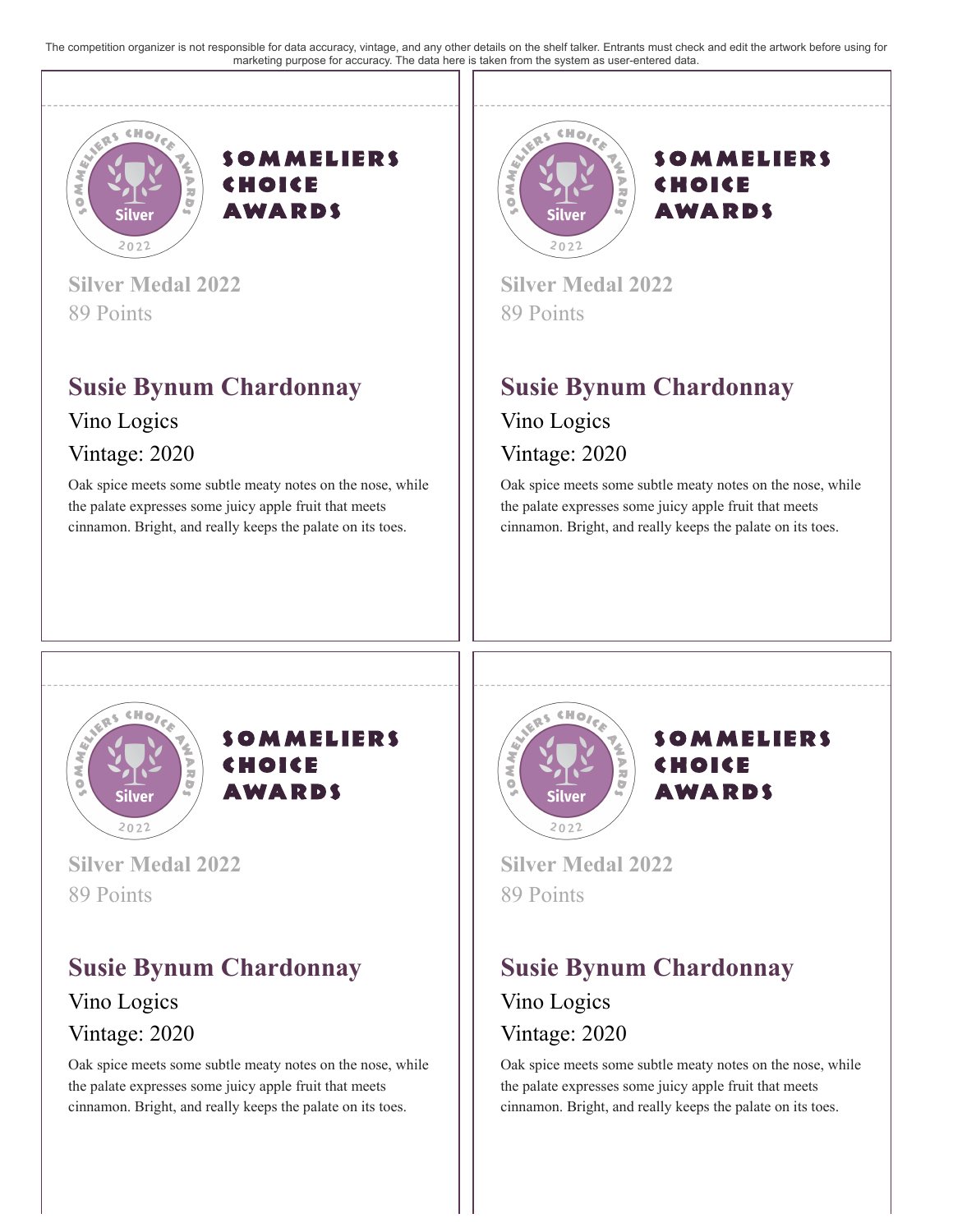The competition organizer is not responsible for data accuracy, vintage, and any other details on the shelf talker. Entrants must check and edit the artwork before using for marketing purpose for accuracy. The data here is taken from the system as user-entered data.

SOMMELIERS CHOICE AWARDS

Silver Medal 2022

89 Points

## Susie Bynum Chardonnay

Vino Logics

Vintage: 2020

Oak spice meets some subtle meaty notes on the nose, while the palate expresses some juicy apple fruit that meets cinnamon. Bright, and really keeps the palate on its toes.

SOMMELIERS CHOICE AWARDS

Silver Medal 2022

89 Points

## Susie Bynum Chardonnay

Vino Logics

Vintage: 2020

Oak spice meets some subtle meaty notes on the nose, while the palate expresses some juicy apple fruit that meets cinnamon. Bright, and really keeps the palate on its toes.

SOMMELIERS CHOICE AWARDS

Silver Medal 2022

89 Points

## Susie Bynum Chardonnay

Vino Logics

Vintage: 2020

Oak spice meets some subtle meaty notes on the nose, while the palate expresses some juicy apple fruit that meets cinnamon. Bright, and really keeps the palate on its toes.

SOMMELIERS CHOICE AWARDS

Silver Medal 2022

89 Points

## Susie Bynum Chardonnay

Vino Logics

Vintage: 2020

Oak spice meets some subtle meaty notes on the nose, while the palate expresses some juicy apple fruit that meets cinnamon. Bright, and really keeps the palate on its toes.